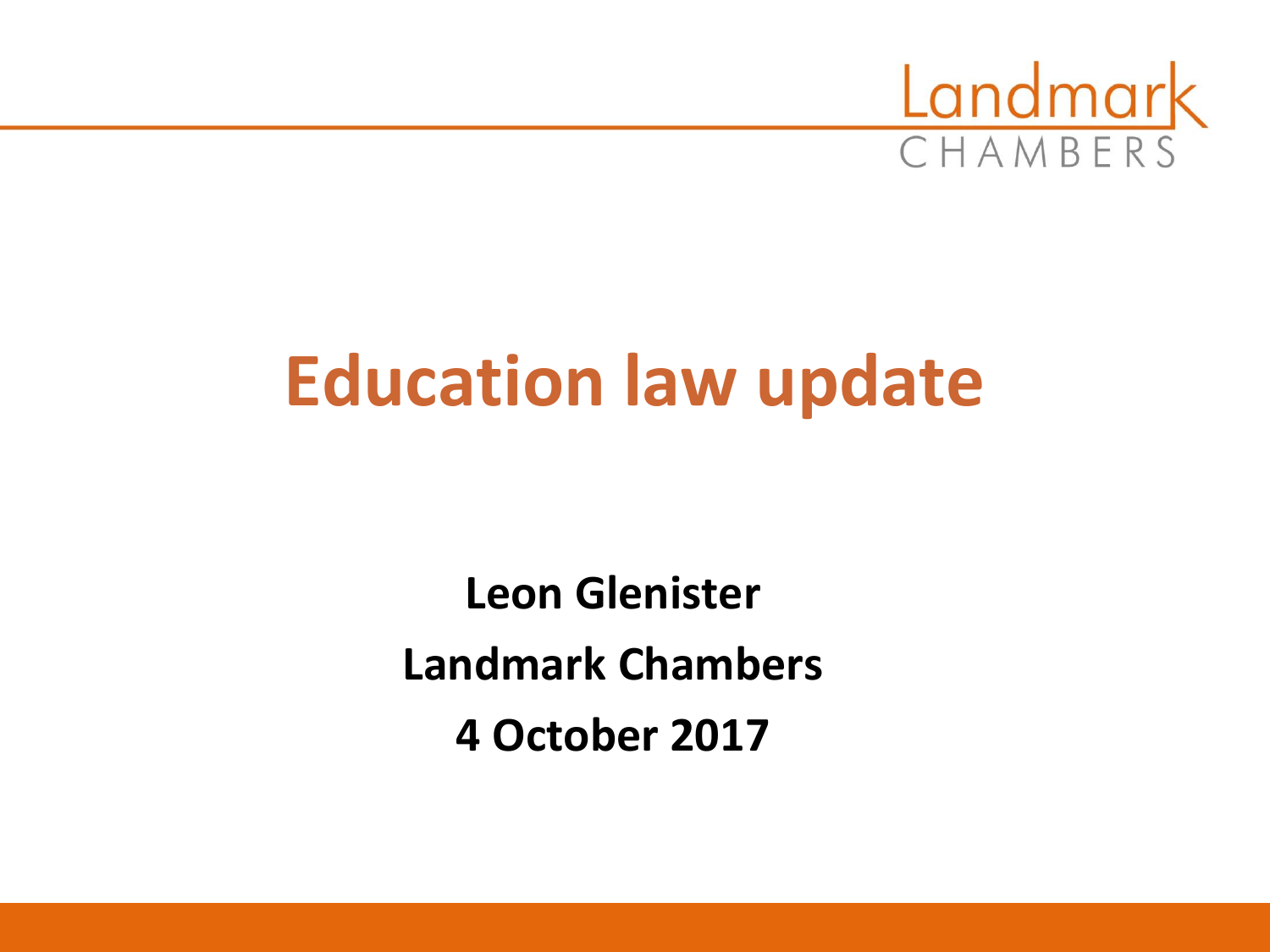Landmark CHAMBERS

# Education law update

**Leon Glenister**

**Landmark Chambers**

**4 October 2017**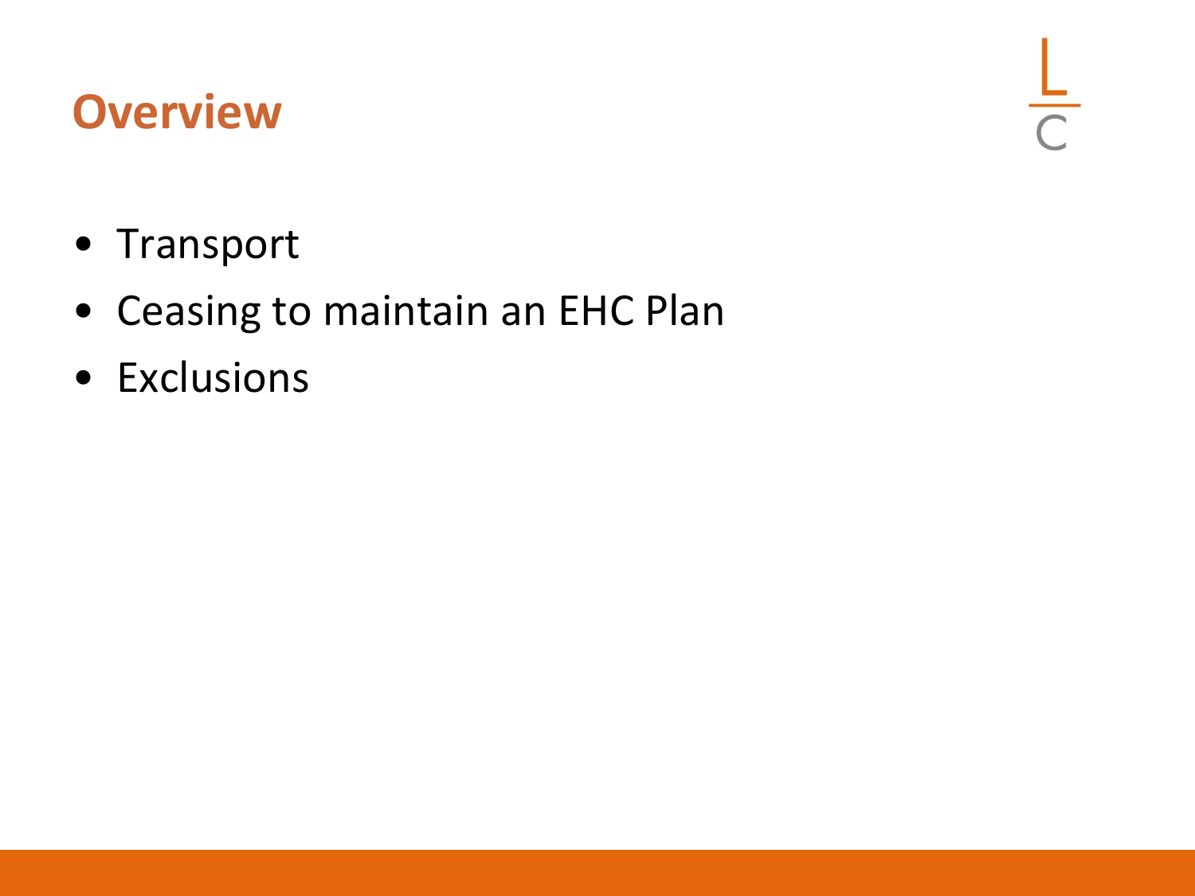# Overview

- Transport
- Ceasing to maintain an EHC Plan
- Exclusions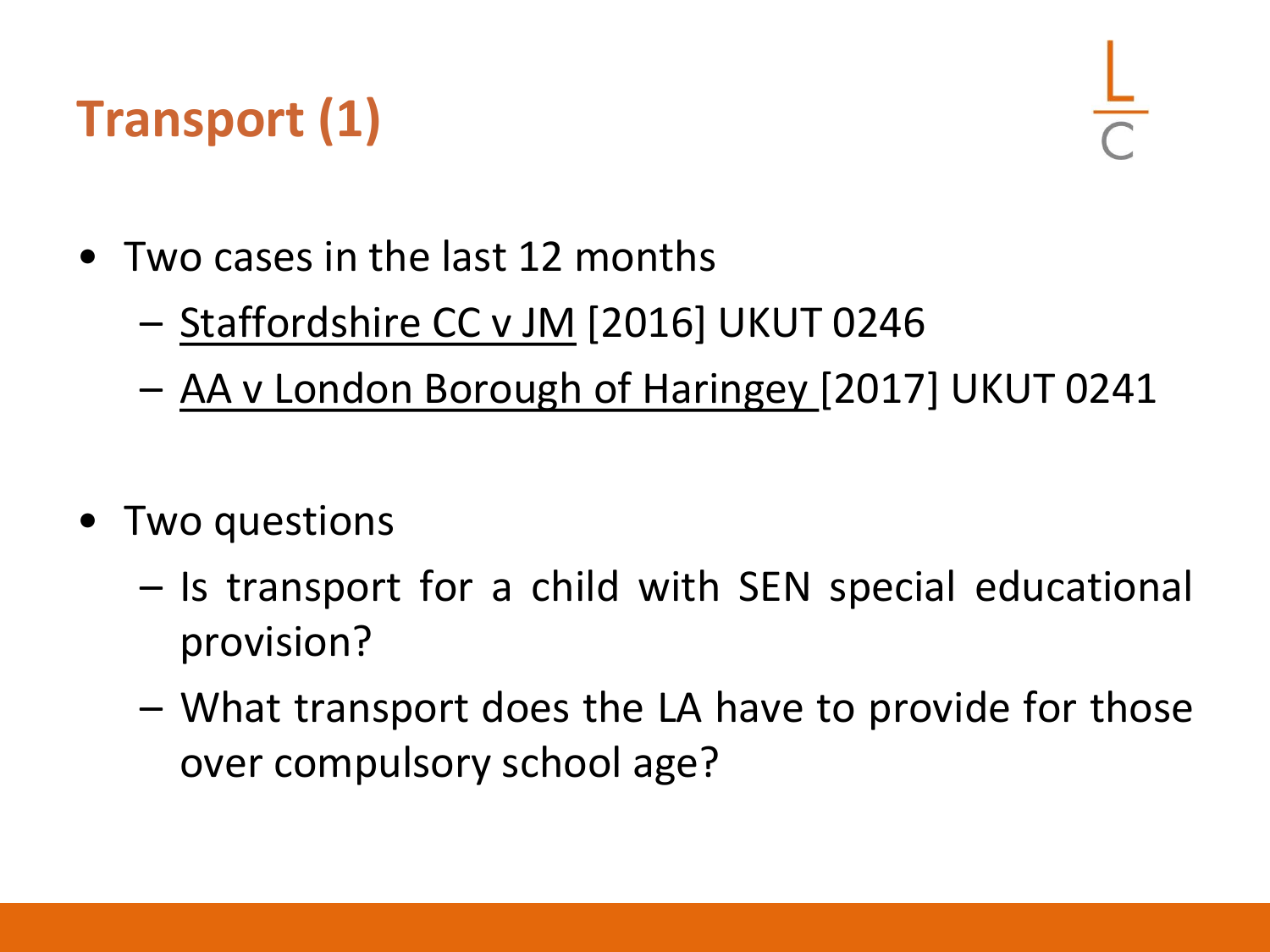# Transport (1)

- Two cases in the last 12 months
  - Staffordshire CC v JM [2016] UKUT 0246
  - AA v London Borough of Haringey [2017] UKUT 0241
- Two questions
  - Is transport for a child with SEN special educational provision?
  - What transport does the LA have to provide for those over compulsory school age?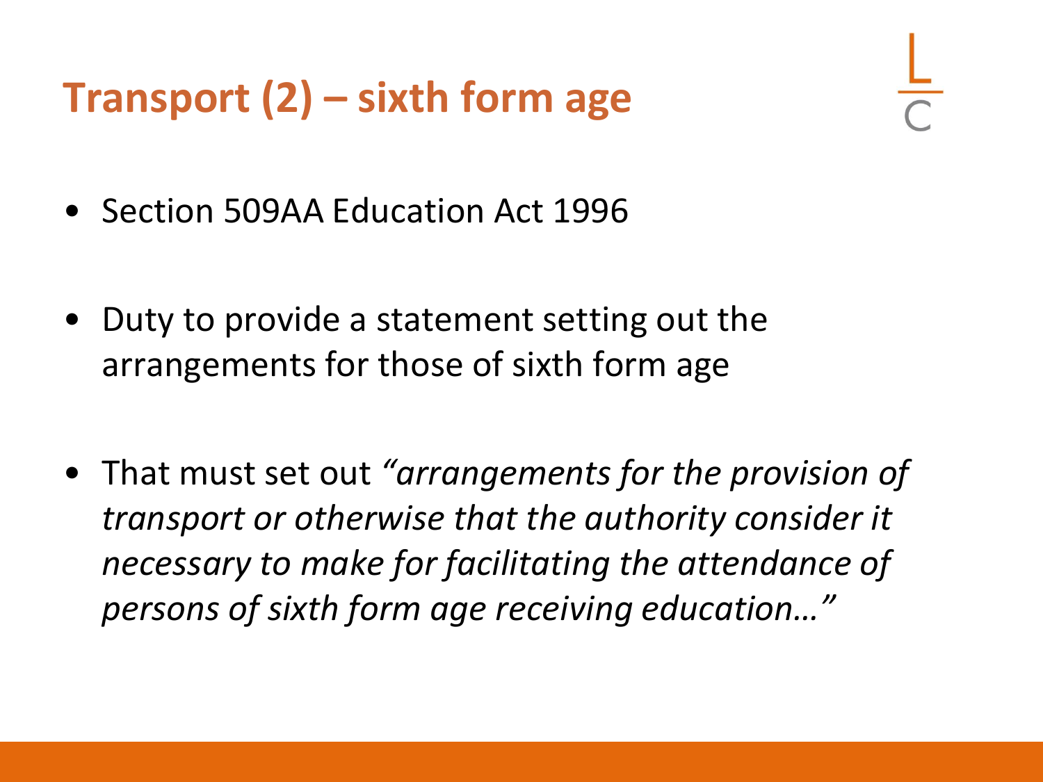# Transport (2) – sixth form age

- Section 509AA Education Act 1996

- Duty to provide a statement setting out the arrangements for those of sixth form age

- That must set out *"arrangements for the provision of transport or otherwise that the authority consider it necessary to make for facilitating the attendance of persons of sixth form age receiving education…"*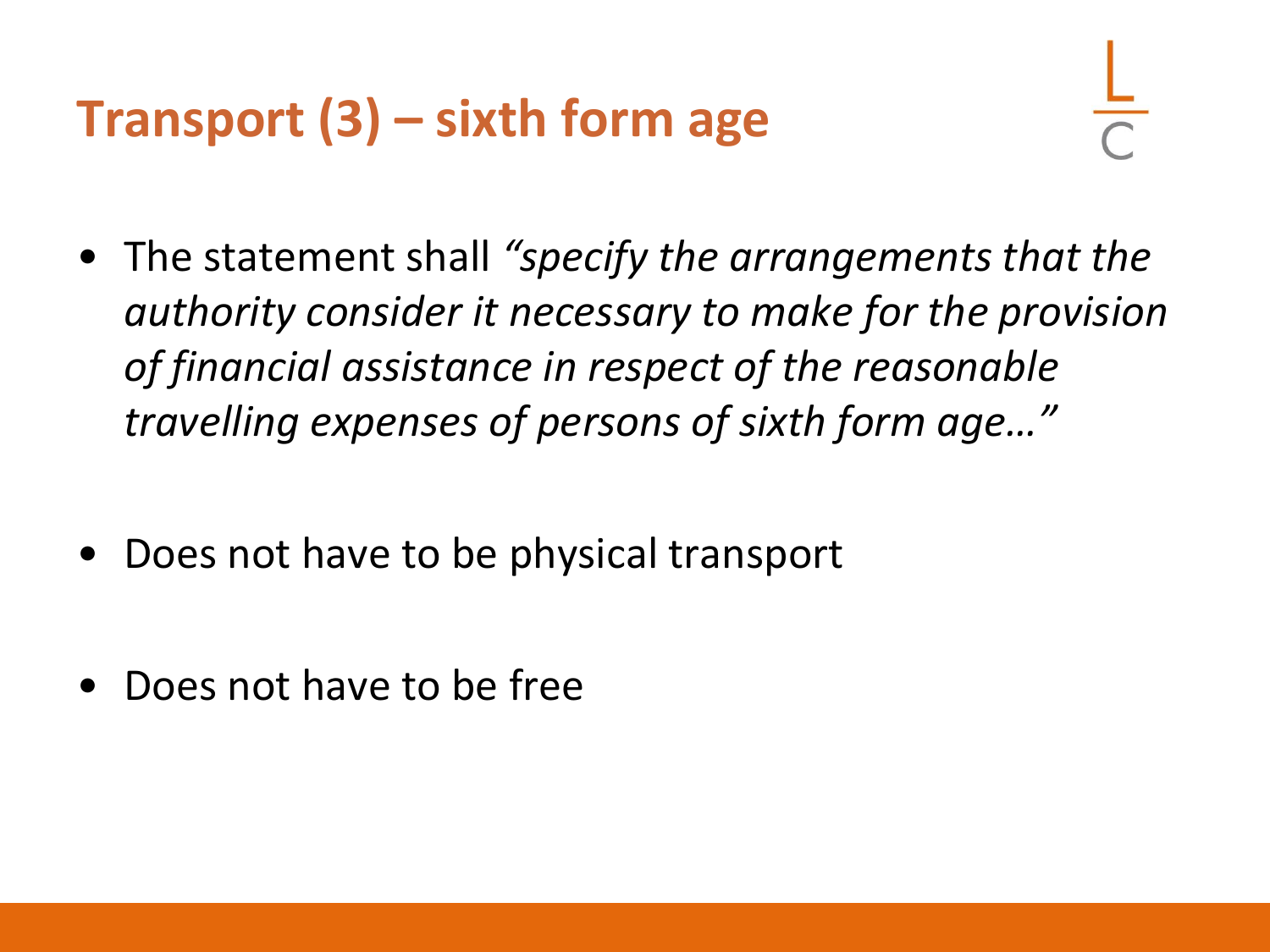# Transport (3) – sixth form age

- The statement shall *"specify the arrangements that the authority consider it necessary to make for the provision of financial assistance in respect of the reasonable travelling expenses of persons of sixth form age…"*

- Does not have to be physical transport

- Does not have to be free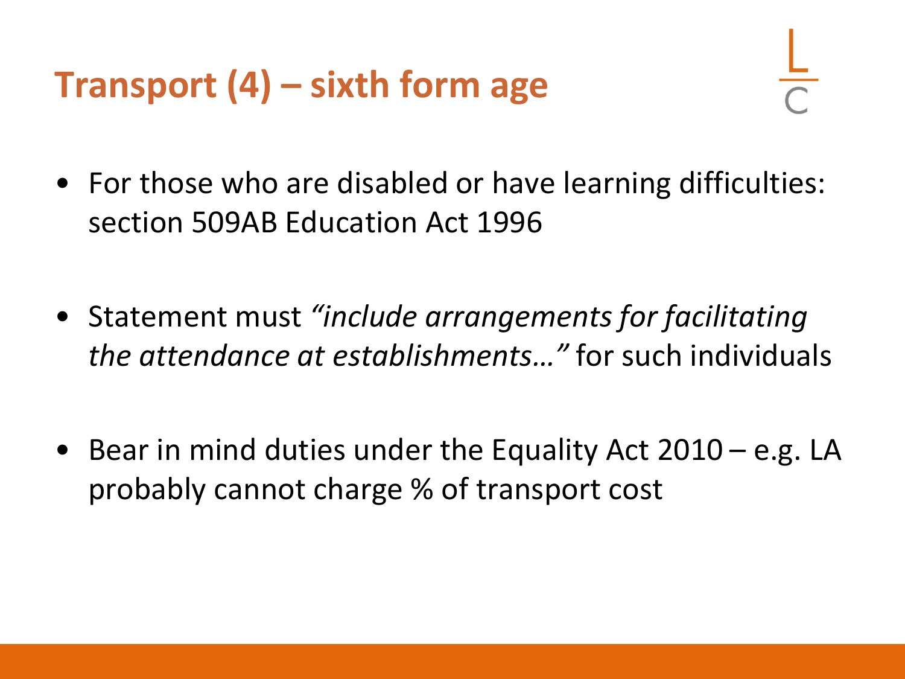# Transport (4) – sixth form age

- For those who are disabled or have learning difficulties: section 509AB Education Act 1996
- Statement must *"include arrangements for facilitating the attendance at establishments…"* for such individuals
- Bear in mind duties under the Equality Act 2010 – e.g. LA probably cannot charge % of transport cost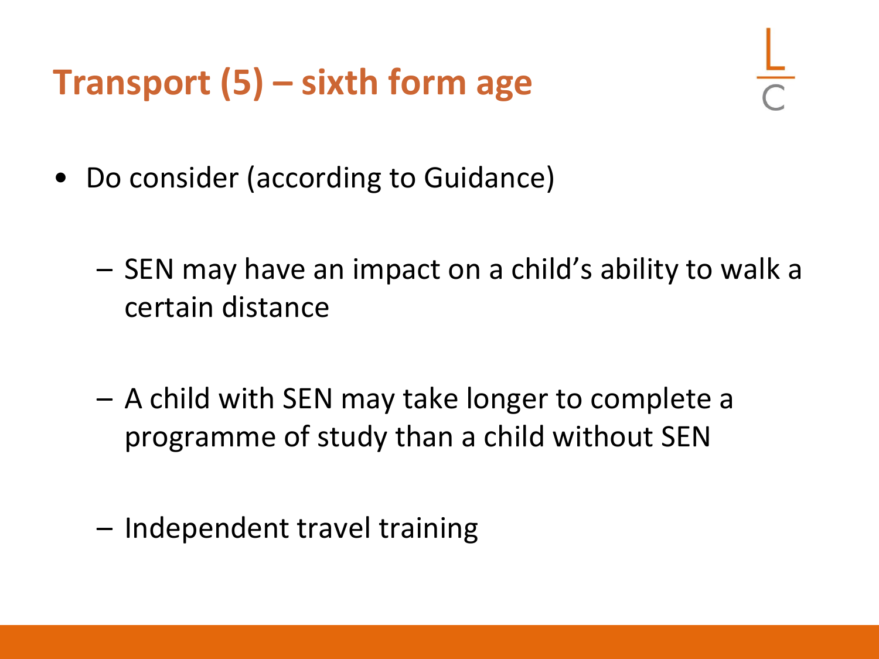# Transport (5) – sixth form age

- Do consider (according to Guidance)
  - SEN may have an impact on a child's ability to walk a certain distance
  - A child with SEN may take longer to complete a programme of study than a child without SEN
  - Independent travel training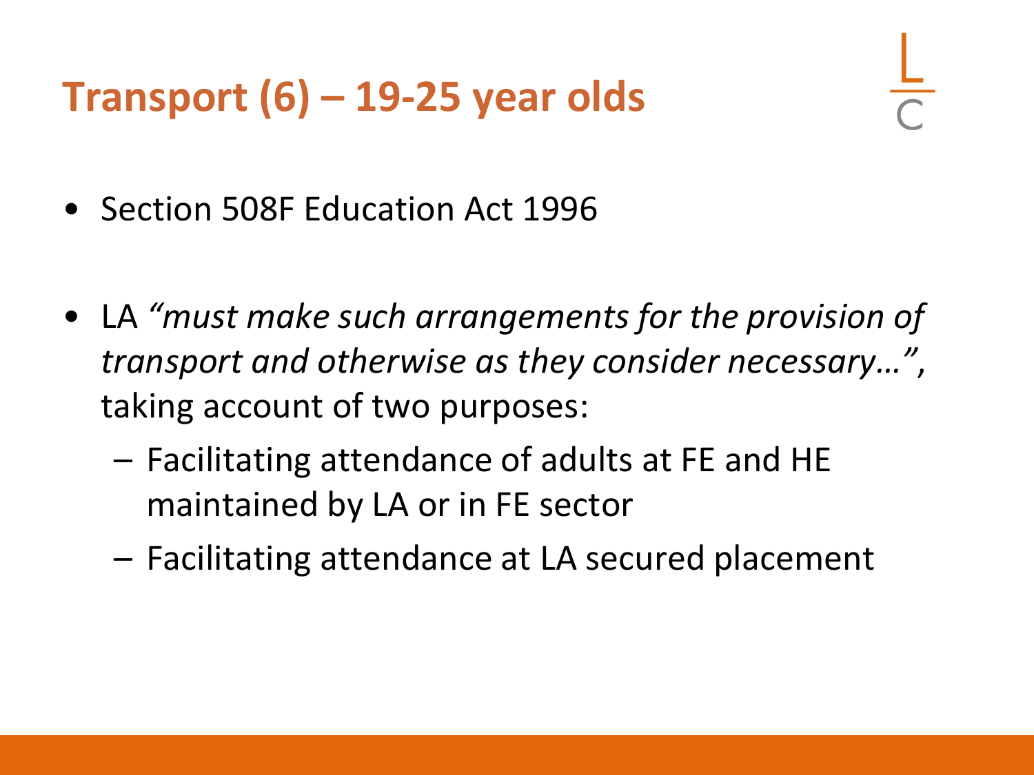# Transport (6) – 19-25 year olds

- Section 508F Education Act 1996
- LA *"must make such arrangements for the provision of transport and otherwise as they consider necessary…"*, taking account of two purposes:
  - Facilitating attendance of adults at FE and HE maintained by LA or in FE sector
  - Facilitating attendance at LA secured placement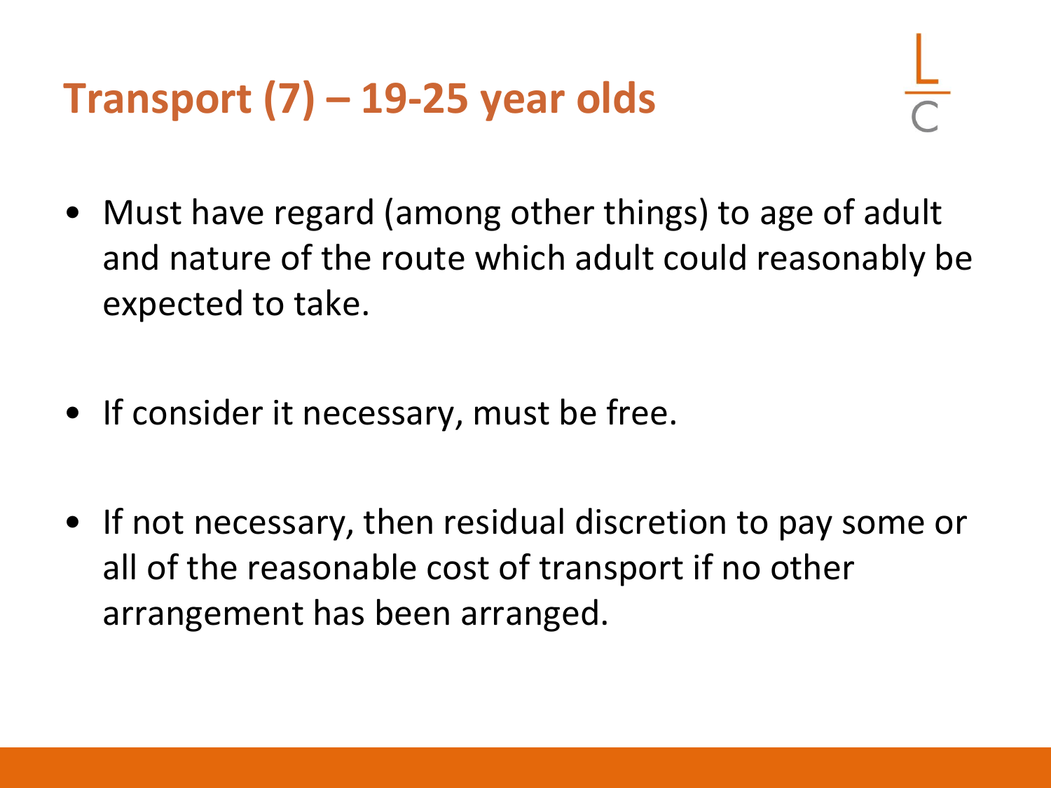# Transport (7) – 19-25 year olds

- Must have regard (among other things) to age of adult and nature of the route which adult could reasonably be expected to take.
- If consider it necessary, must be free.
- If not necessary, then residual discretion to pay some or all of the reasonable cost of transport if no other arrangement has been arranged.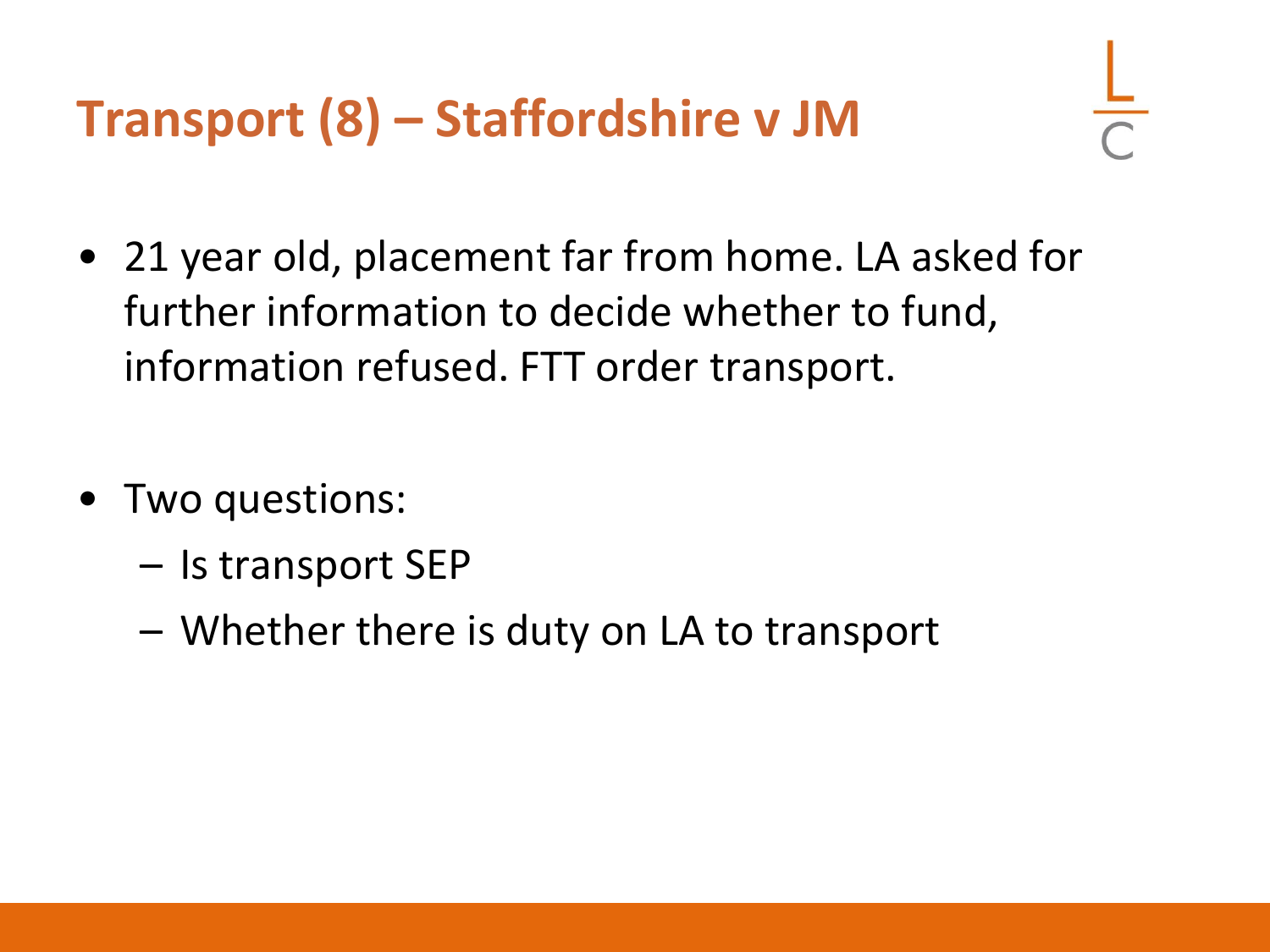# Transport (8) – Staffordshire v JM

- 21 year old, placement far from home. LA asked for further information to decide whether to fund, information refused. FTT order transport.

- Two questions:
  - Is transport SEP
  - Whether there is duty on LA to transport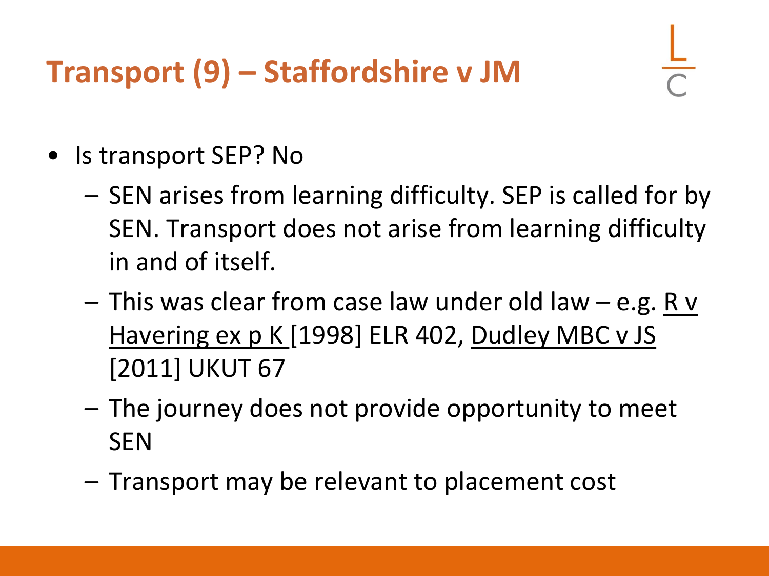# Transport (9) – Staffordshire v JM

- Is transport SEP? No
  - SEN arises from learning difficulty. SEP is called for by SEN. Transport does not arise from learning difficulty in and of itself.
  - This was clear from case law under old law – e.g. R v Havering ex p K [1998] ELR 402, Dudley MBC v JS [2011] UKUT 67
  - The journey does not provide opportunity to meet SEN
  - Transport may be relevant to placement cost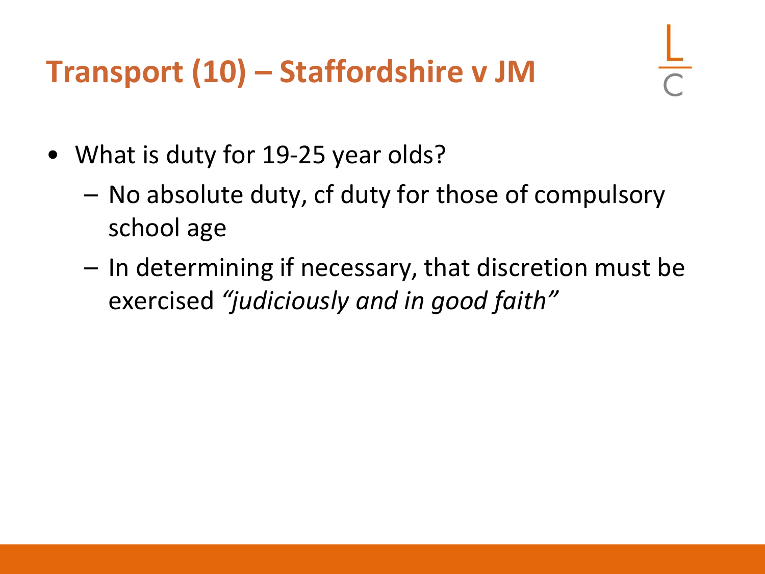# Transport (10) – Staffordshire v JM

- What is duty for 19-25 year olds?
  - No absolute duty, cf duty for those of compulsory school age
  - In determining if necessary, that discretion must be exercised *"judiciously and in good faith"*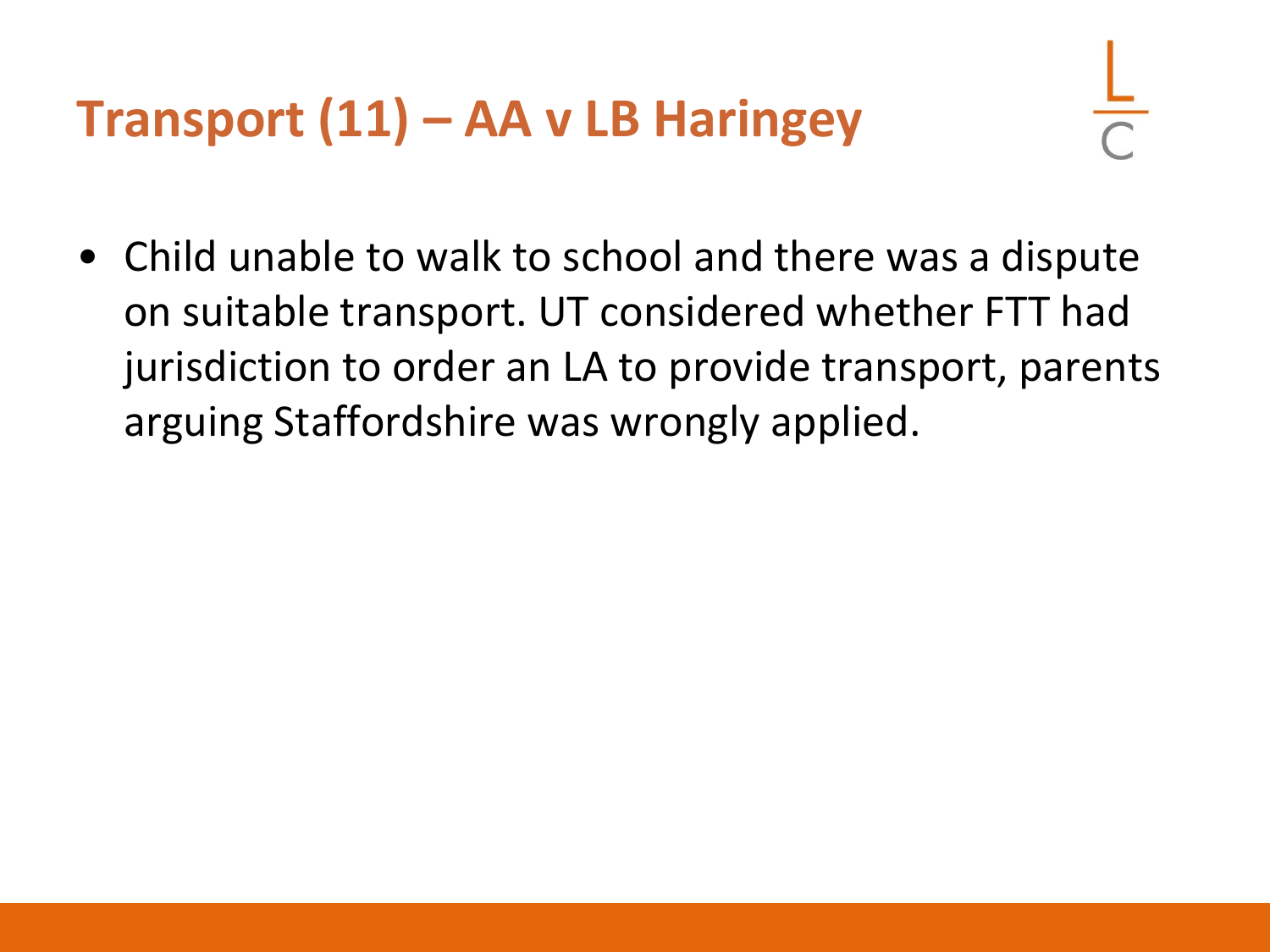# Transport (11) – AA v LB Haringey

- Child unable to walk to school and there was a dispute on suitable transport. UT considered whether FTT had jurisdiction to order an LA to provide transport, parents arguing Staffordshire was wrongly applied.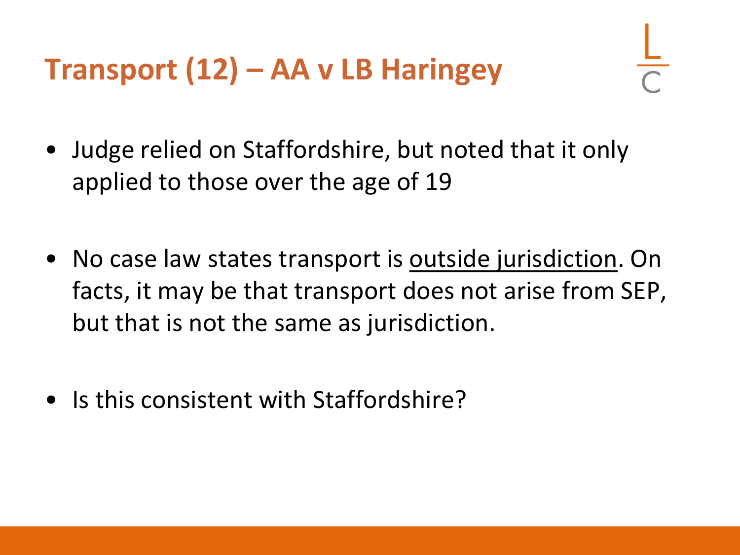# Transport (12) – AA v LB Haringey

- Judge relied on Staffordshire, but noted that it only applied to those over the age of 19
- No case law states transport is <u>outside jurisdiction</u>. On facts, it may be that transport does not arise from SEP, but that is not the same as jurisdiction.
- Is this consistent with Staffordshire?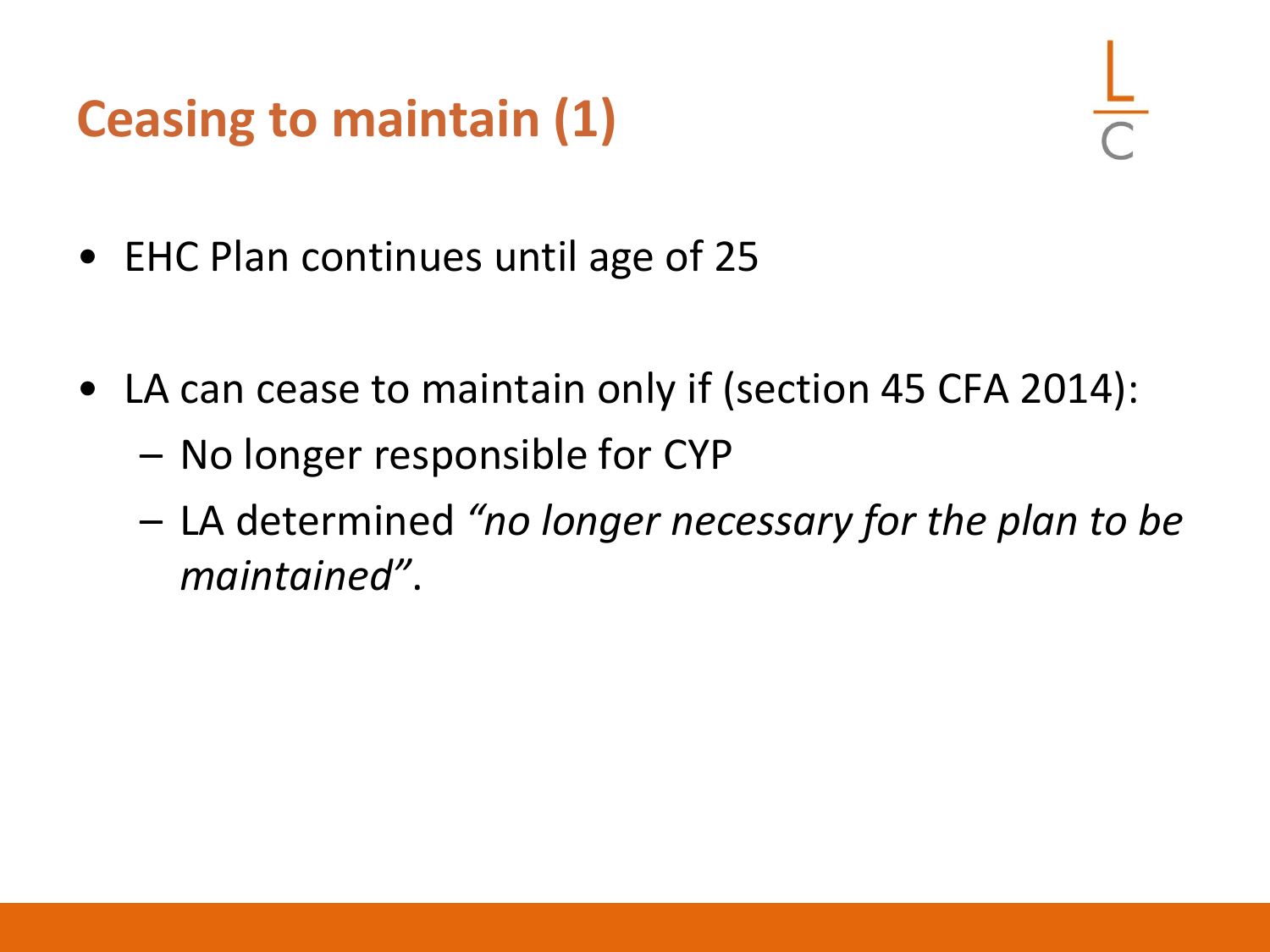# Ceasing to maintain (1)

- EHC Plan continues until age of 25

- LA can cease to maintain only if (section 45 CFA 2014):
  - No longer responsible for CYP
  - LA determined *"no longer necessary for the plan to be maintained"*.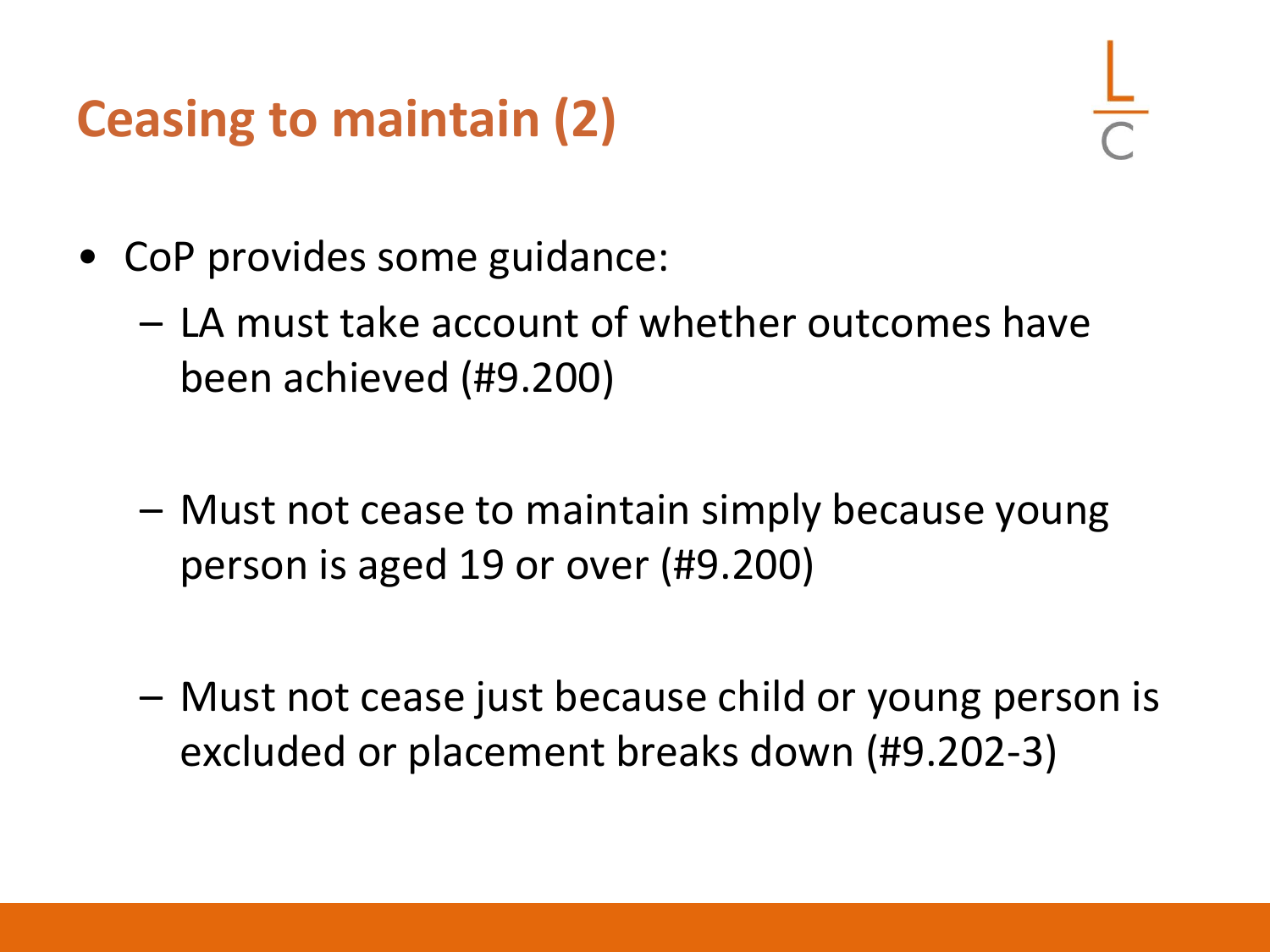# Ceasing to maintain (2)

- CoP provides some guidance:
  - LA must take account of whether outcomes have been achieved (#9.200)
  - Must not cease to maintain simply because young person is aged 19 or over (#9.200)
  - Must not cease just because child or young person is excluded or placement breaks down (#9.202-3)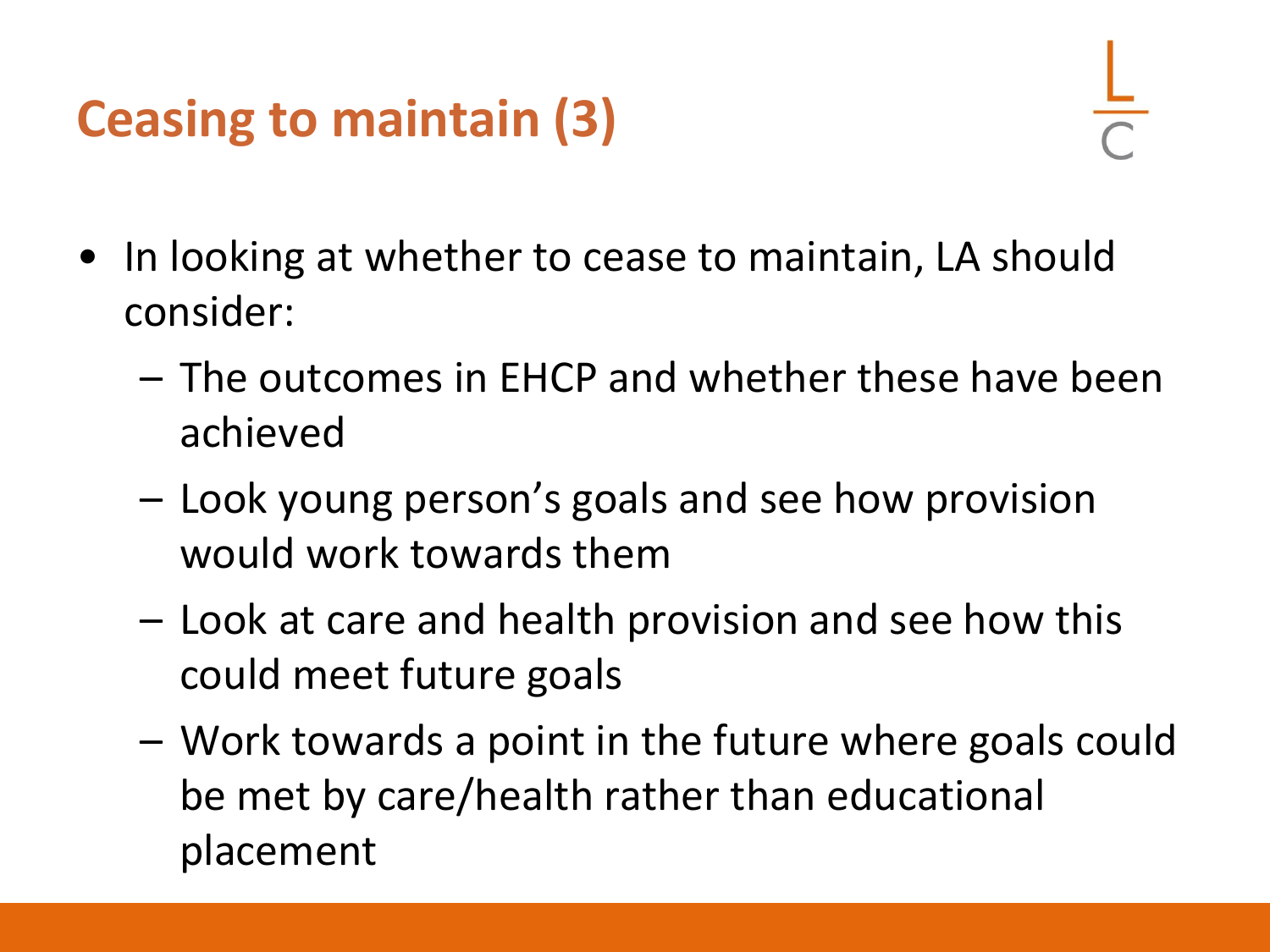# Ceasing to maintain (3)

- In looking at whether to cease to maintain, LA should consider:
  - The outcomes in EHCP and whether these have been achieved
  - Look young person's goals and see how provision would work towards them
  - Look at care and health provision and see how this could meet future goals
  - Work towards a point in the future where goals could be met by care/health rather than educational placement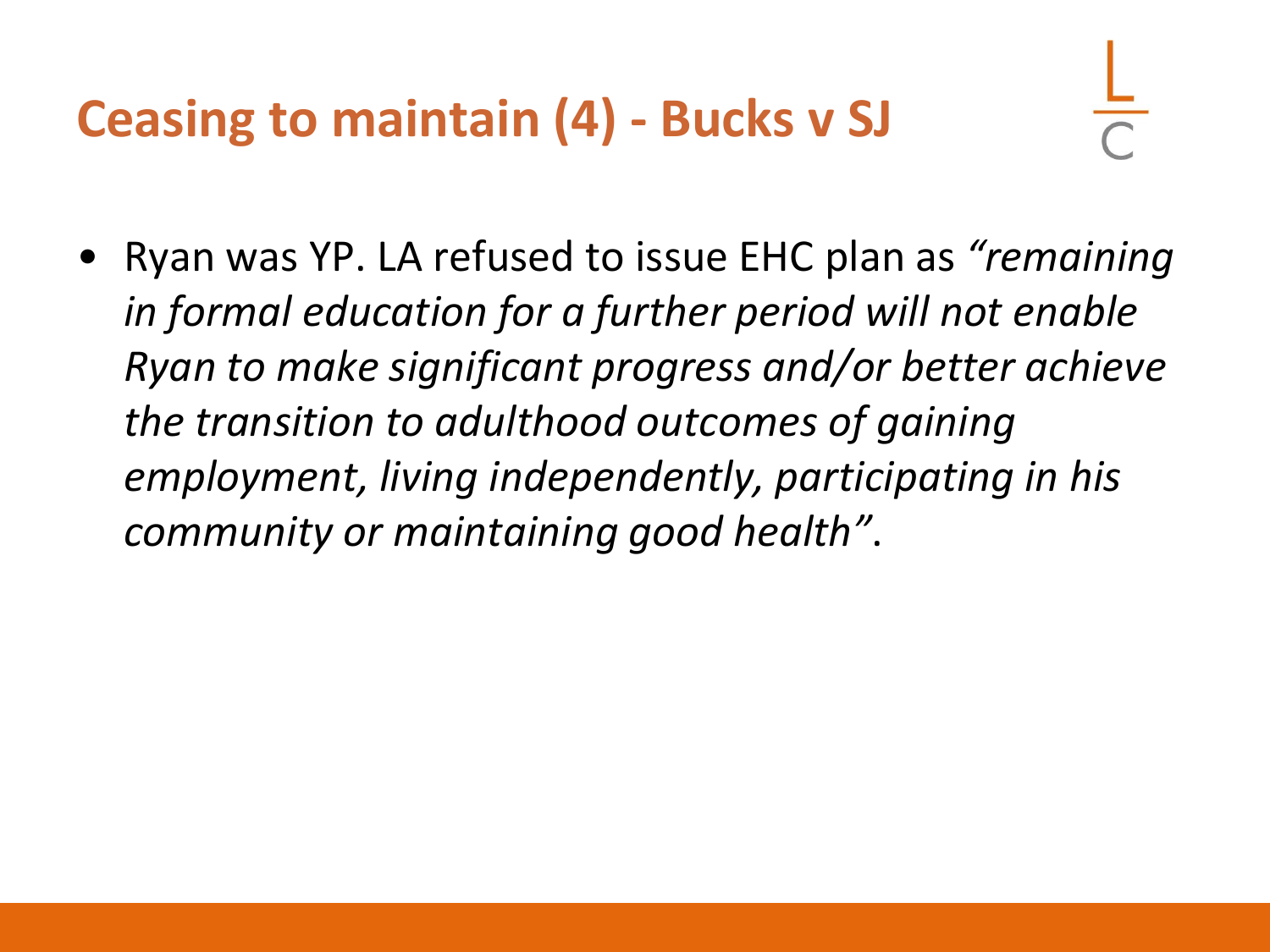# Ceasing to maintain (4) - Bucks v SJ

- Ryan was YP. LA refused to issue EHC plan as *"remaining in formal education for a further period will not enable Ryan to make significant progress and/or better achieve the transition to adulthood outcomes of gaining employment, living independently, participating in his community or maintaining good health"*.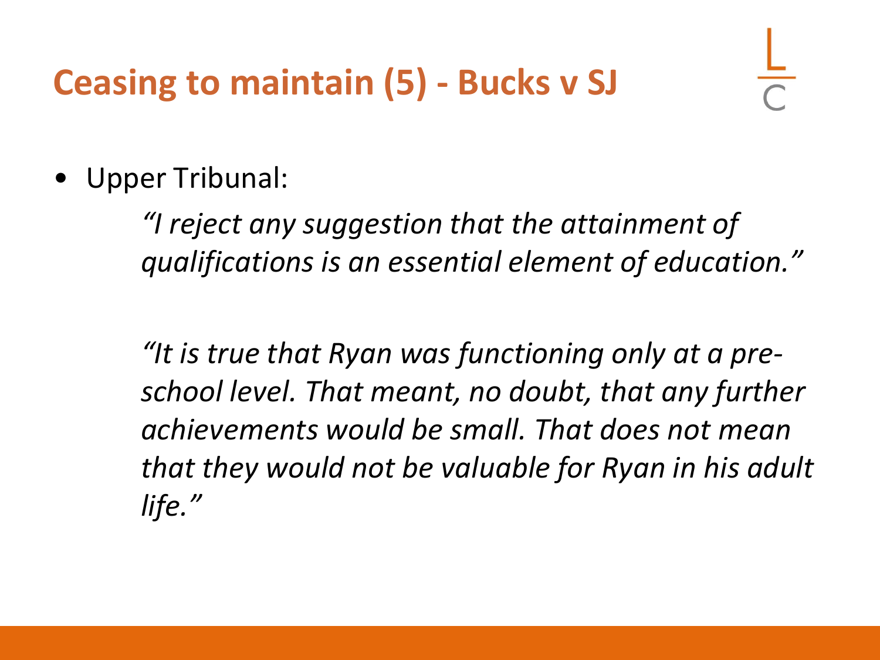# Ceasing to maintain (5) - Bucks v SJ

- Upper Tribunal:

  *"I reject any suggestion that the attainment of qualifications is an essential element of education."*

  *"It is true that Ryan was functioning only at a pre-school level. That meant, no doubt, that any further achievements would be small. That does not mean that they would not be valuable for Ryan in his adult life."*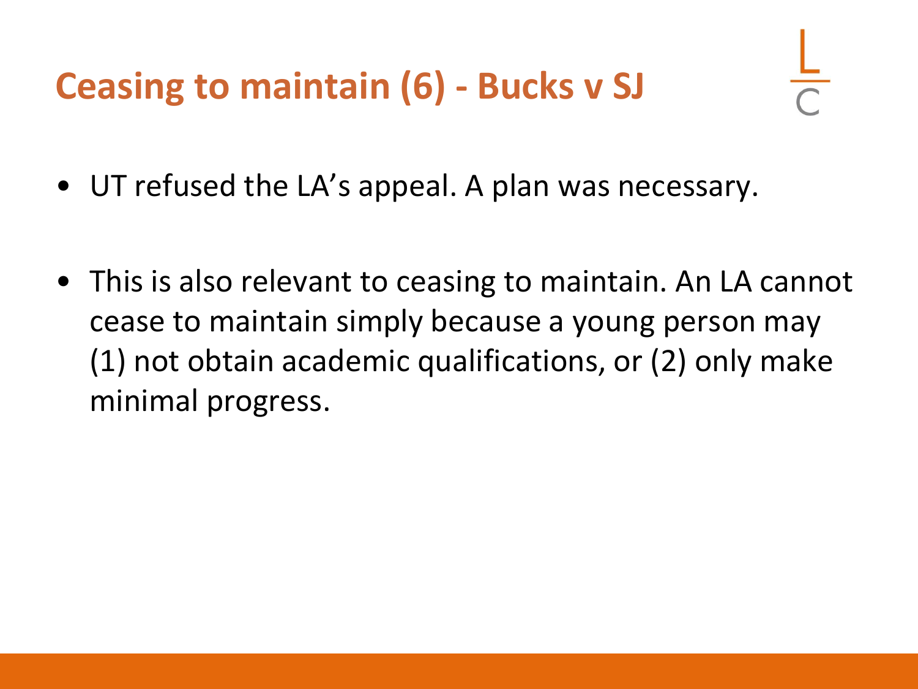# Ceasing to maintain (6) - Bucks v SJ

- UT refused the LA's appeal. A plan was necessary.
- This is also relevant to ceasing to maintain. An LA cannot cease to maintain simply because a young person may (1) not obtain academic qualifications, or (2) only make minimal progress.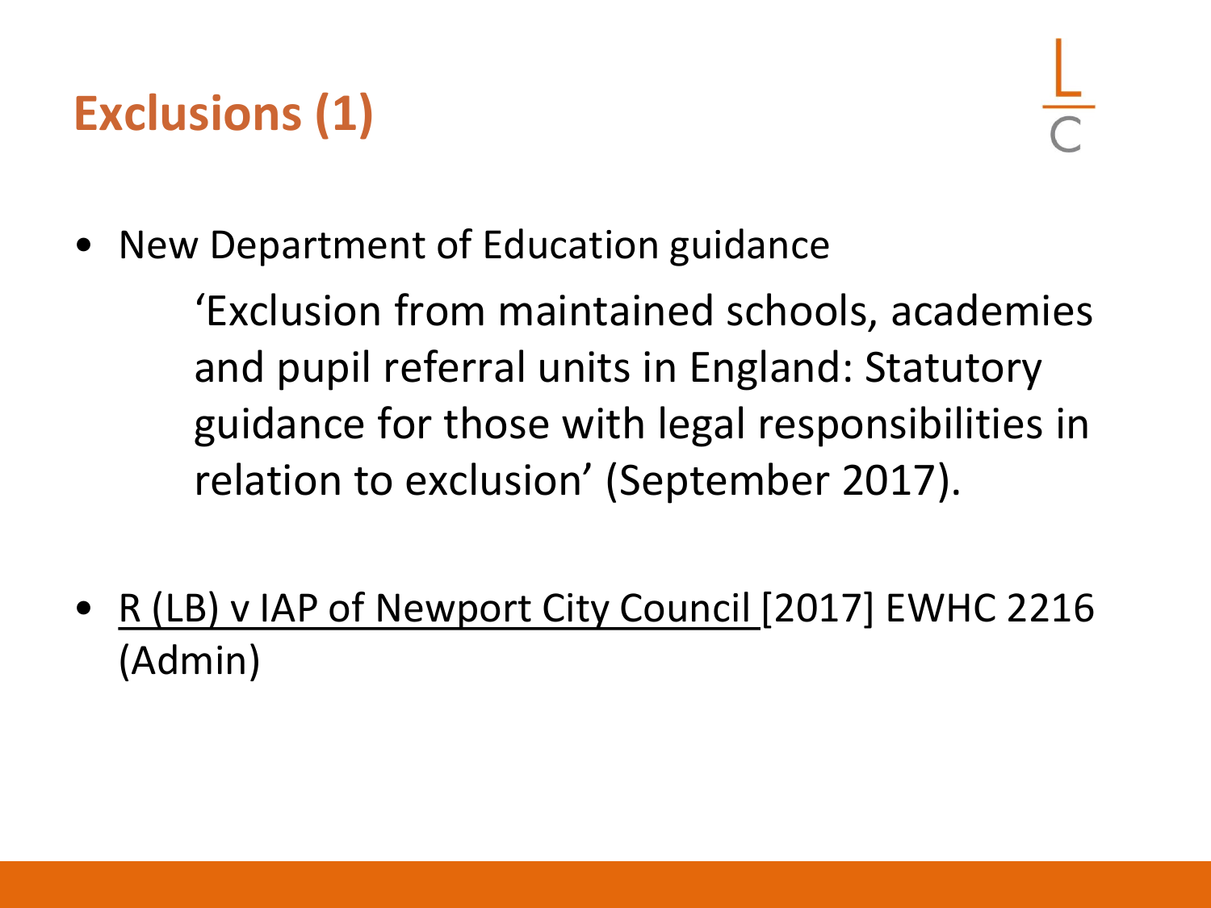# Exclusions (1)

- New Department of Education guidance

  'Exclusion from maintained schools, academies and pupil referral units in England: Statutory guidance for those with legal responsibilities in relation to exclusion' (September 2017).

- <u>R (LB) v IAP of Newport City Council</u> [2017] EWHC 2216 (Admin)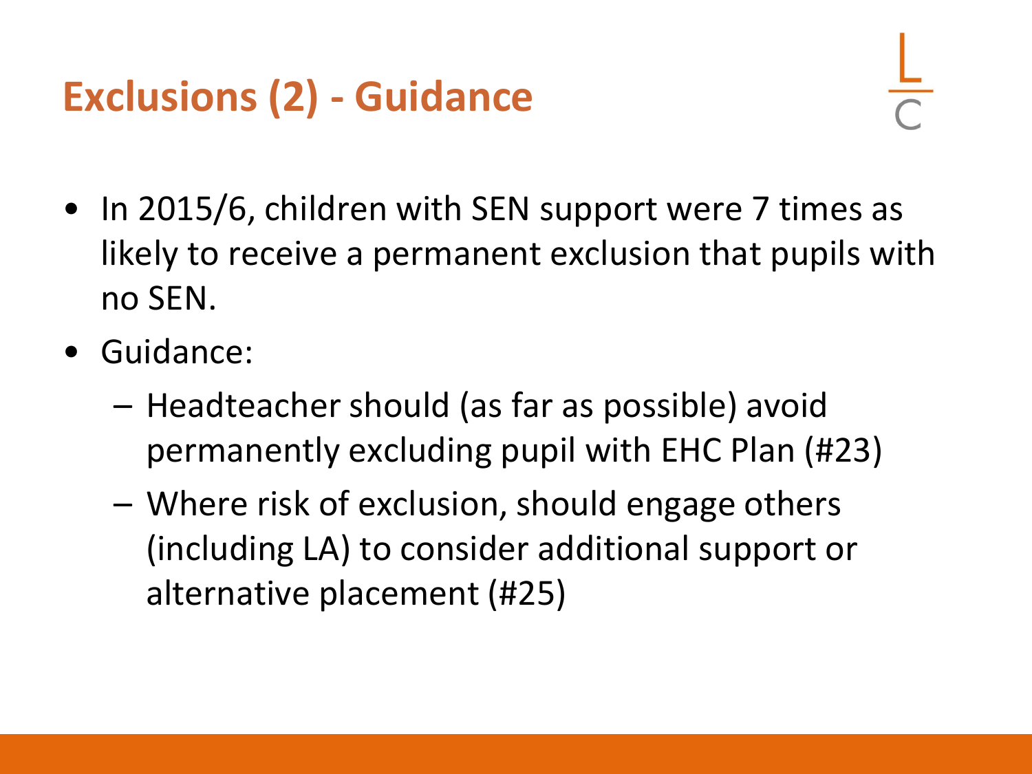# Exclusions (2) - Guidance

- In 2015/6, children with SEN support were 7 times as likely to receive a permanent exclusion that pupils with no SEN.
- Guidance:
  - Headteacher should (as far as possible) avoid permanently excluding pupil with EHC Plan (#23)
  - Where risk of exclusion, should engage others (including LA) to consider additional support or alternative placement (#25)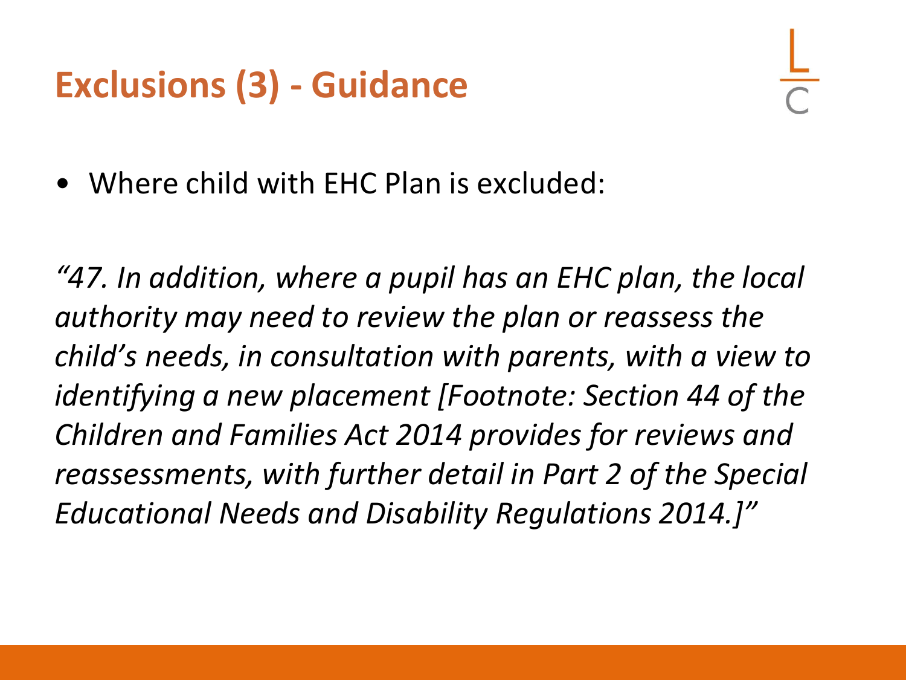# Exclusions (3) - Guidance

- Where child with EHC Plan is excluded:

*"47. In addition, where a pupil has an EHC plan, the local authority may need to review the plan or reassess the child's needs, in consultation with parents, with a view to identifying a new placement [Footnote: Section 44 of the Children and Families Act 2014 provides for reviews and reassessments, with further detail in Part 2 of the Special Educational Needs and Disability Regulations 2014.]"*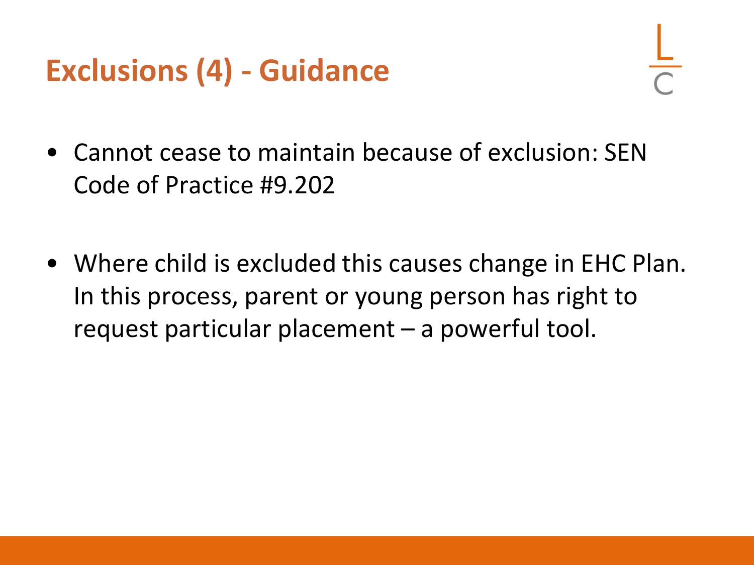# Exclusions (4) - Guidance

- Cannot cease to maintain because of exclusion: SEN Code of Practice #9.202
- Where child is excluded this causes change in EHC Plan. In this process, parent or young person has right to request particular placement – a powerful tool.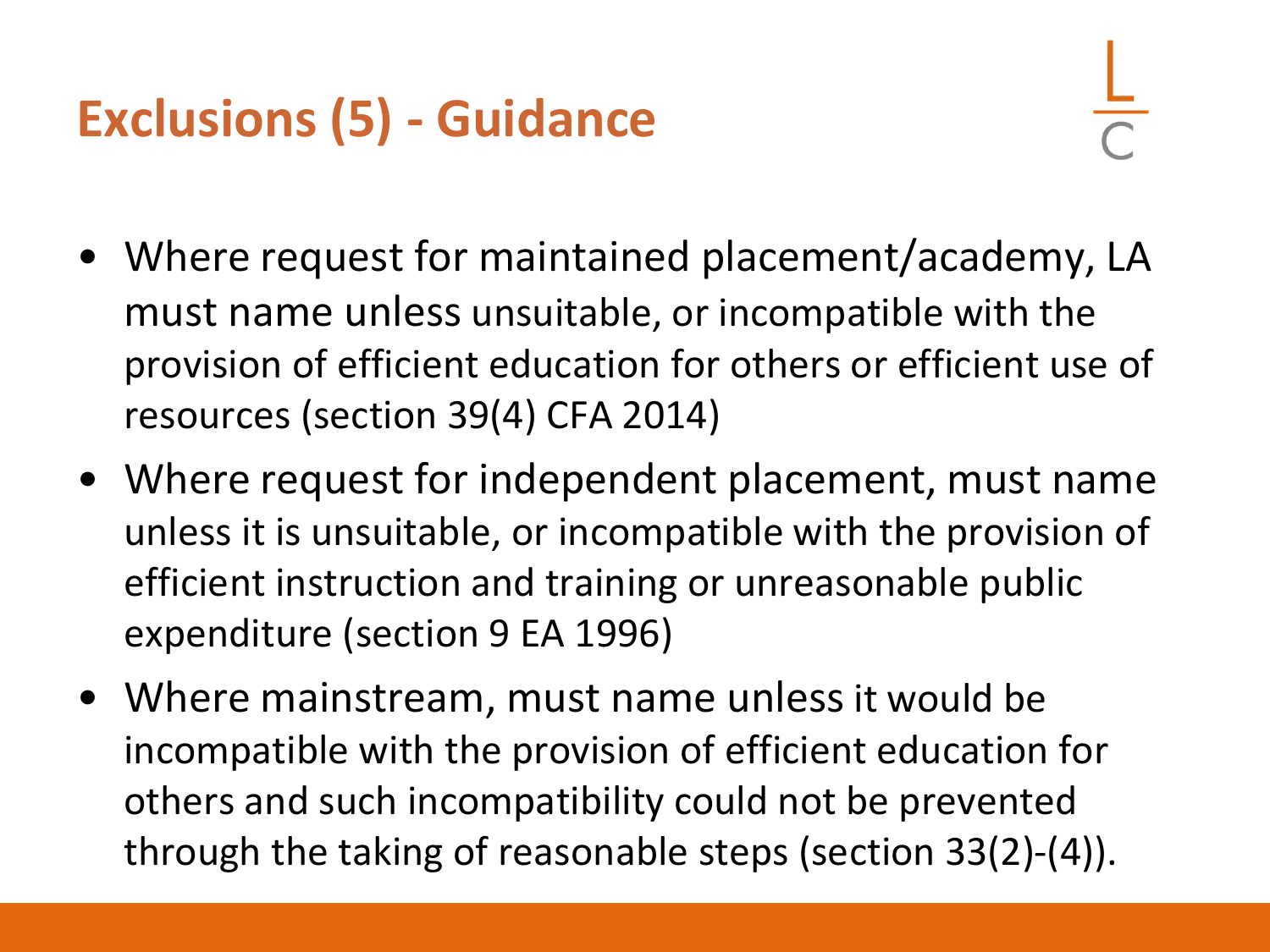# Exclusions (5) - Guidance

- Where request for maintained placement/academy, LA must name unless unsuitable, or incompatible with the provision of efficient education for others or efficient use of resources (section 39(4) CFA 2014)
- Where request for independent placement, must name unless it is unsuitable, or incompatible with the provision of efficient instruction and training or unreasonable public expenditure (section 9 EA 1996)
- Where mainstream, must name unless it would be incompatible with the provision of efficient education for others and such incompatibility could not be prevented through the taking of reasonable steps (section 33(2)-(4)).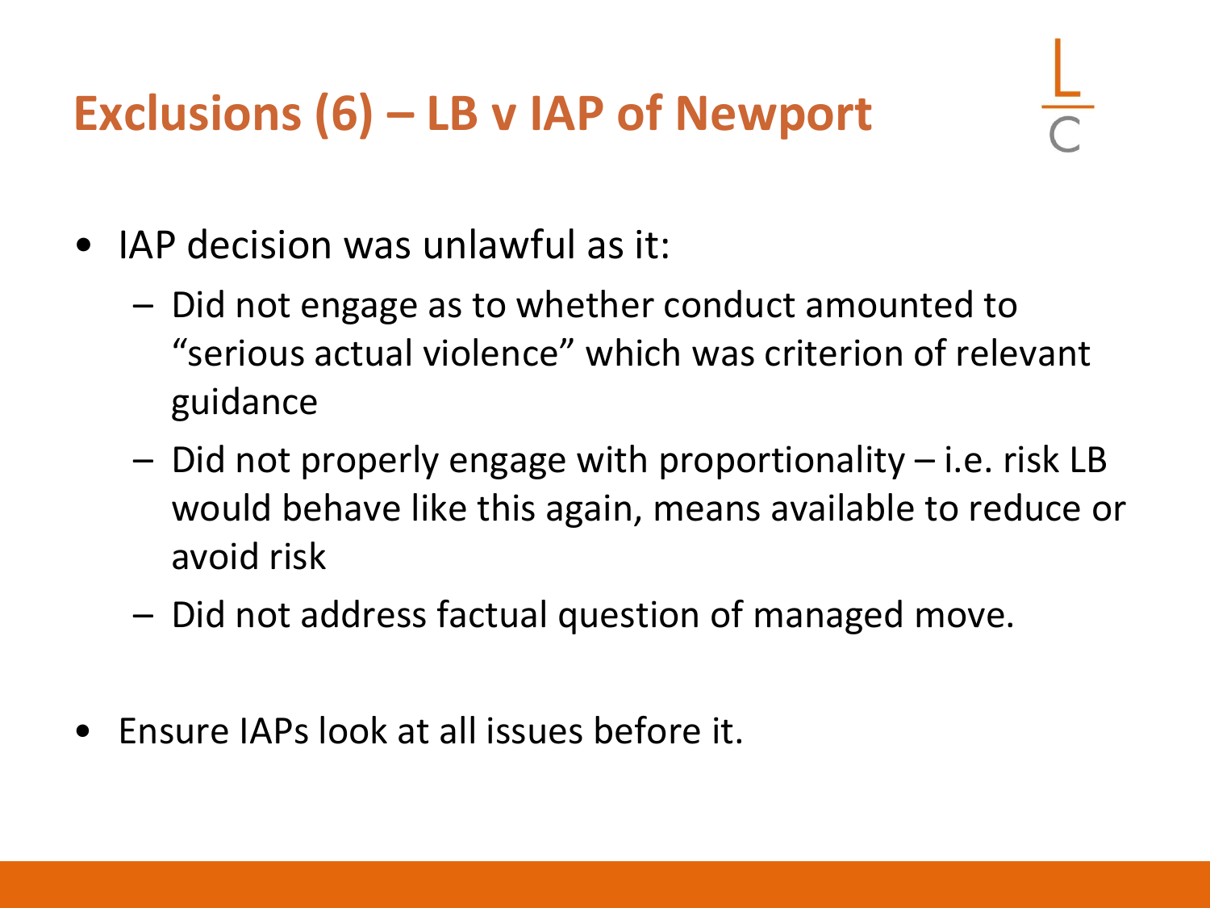# Exclusions (6) – LB v IAP of Newport

- IAP decision was unlawful as it:
  - Did not engage as to whether conduct amounted to "serious actual violence" which was criterion of relevant guidance
  - Did not properly engage with proportionality – i.e. risk LB would behave like this again, means available to reduce or avoid risk
  - Did not address factual question of managed move.
- Ensure IAPs look at all issues before it.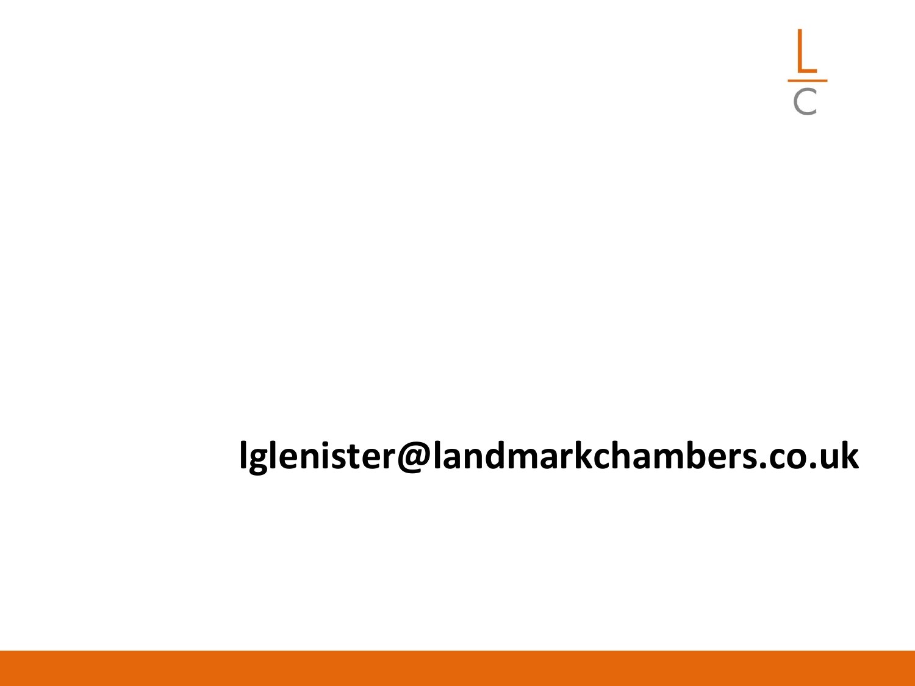**lglenister@landmarkchambers.co.uk**